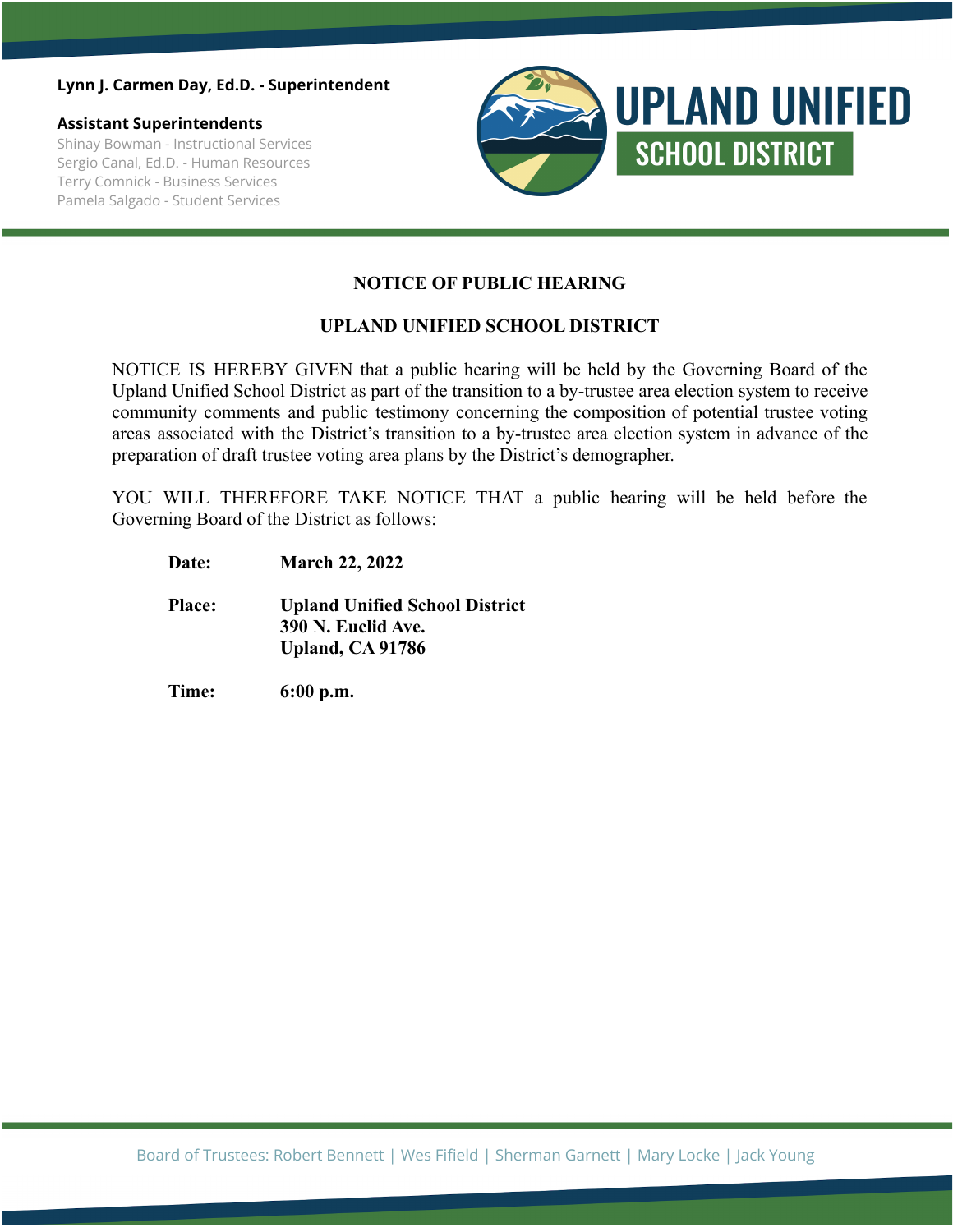**Lynn J. Carmen Day, Ed.D. - Superintendent**

**Assistant Superintendents**

Shinay Bowman - Instructional Services
Sergio Canal, Ed.D. - Human Resources
Terry Comnick - Business Services
Pamela Salgado - Student Services

**UPLAND UNIFIED SCHOOL DISTRICT**

## NOTICE OF PUBLIC HEARING

## UPLAND UNIFIED SCHOOL DISTRICT

NOTICE IS HEREBY GIVEN that a public hearing will be held by the Governing Board of the Upland Unified School District as part of the transition to a by-trustee area election system to receive community comments and public testimony concerning the composition of potential trustee voting areas associated with the District's transition to a by-trustee area election system in advance of the preparation of draft trustee voting area plans by the District's demographer.

YOU WILL THEREFORE TAKE NOTICE THAT a public hearing will be held before the Governing Board of the District as follows:

**Date:** **March 22, 2022**

**Place:** **Upland Unified School District**
**390 N. Euclid Ave.**
**Upland, CA 91786**

**Time:** **6:00 p.m.**

Board of Trustees: Robert Bennett | Wes Fifield | Sherman Garnett | Mary Locke | Jack Young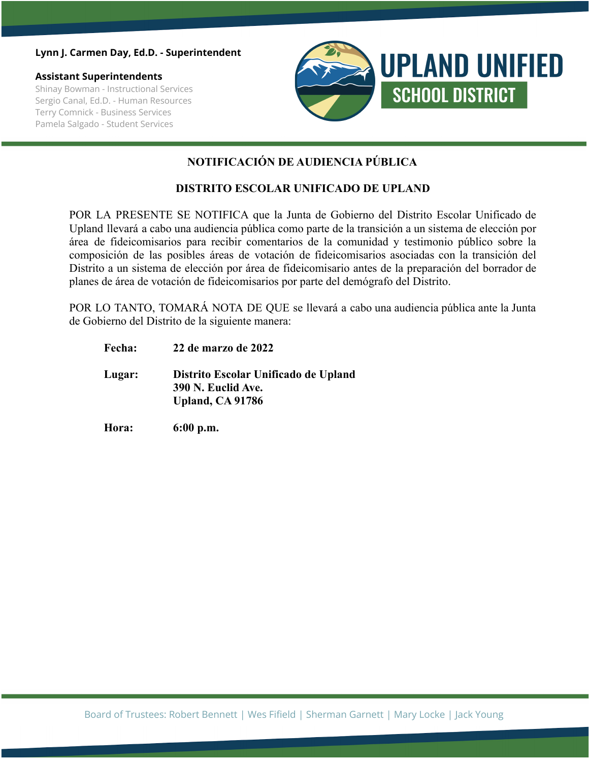Lynn J. Carmen Day, Ed.D. - Superintendent

**Assistant Superintendents**
Shinay Bowman - Instructional Services
Sergio Canal, Ed.D. - Human Resources
Terry Comnick - Business Services
Pamela Salgado - Student Services

UPLAND UNIFIED SCHOOL DISTRICT

## NOTIFICACIÓN DE AUDIENCIA PÚBLICA

## DISTRITO ESCOLAR UNIFICADO DE UPLAND

POR LA PRESENTE SE NOTIFICA que la Junta de Gobierno del Distrito Escolar Unificado de Upland llevará a cabo una audiencia pública como parte de la transición a un sistema de elección por área de fideicomisarios para recibir comentarios de la comunidad y testimonio público sobre la composición de las posibles áreas de votación de fideicomisarios asociadas con la transición del Distrito a un sistema de elección por área de fideicomisario antes de la preparación del borrador de planes de área de votación de fideicomisarios por parte del demógrafo del Distrito.

POR LO TANTO, TOMARÁ NOTA DE QUE se llevará a cabo una audiencia pública ante la Junta de Gobierno del Distrito de la siguiente manera:

**Fecha:** **22 de marzo de 2022**

**Lugar:** **Distrito Escolar Unificado de Upland**
**390 N. Euclid Ave.**
**Upland, CA 91786**

**Hora:** **6:00 p.m.**

Board of Trustees: Robert Bennett | Wes Fifield | Sherman Garnett | Mary Locke | Jack Young